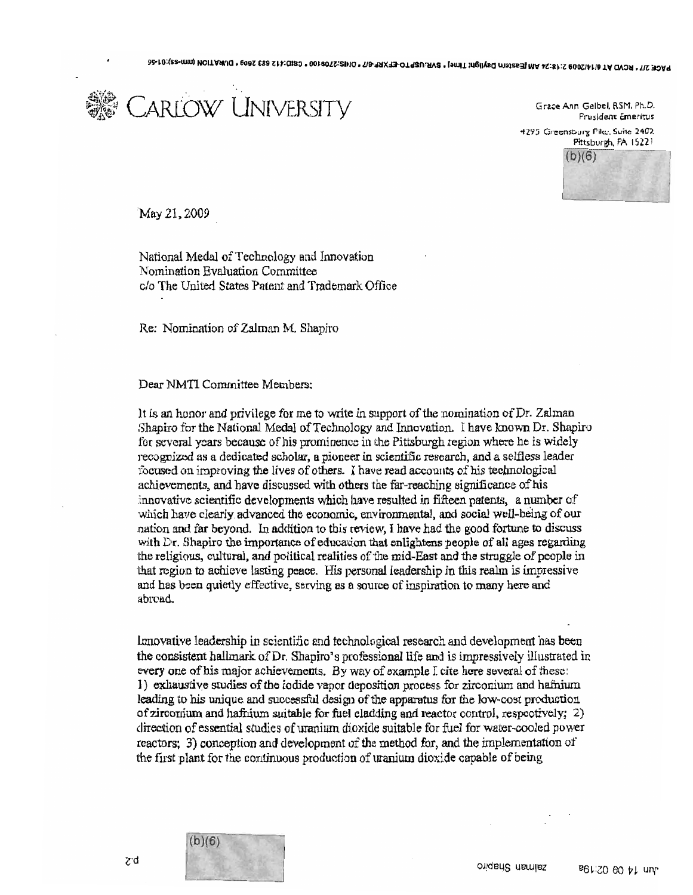# CARLOW UNIVERSITY

Grace Ann Geibel, RSM, Ph.D.
President Emeritus
4295 Greensburg Pike, Suite 2402
Pittsburgh, PA 15221
(b)(6)

May 21, 2009

National Medal of Technology and Innovation
Nomination Evaluation Committee
c/o The United States Patent and Trademark Office

Re: Nomination of Zalman M. Shapiro

Dear NMTI Committee Members:

It is an honor and privilege for me to write in support of the nomination of Dr. Zalman Shapiro for the National Medal of Technology and Innovation. I have known Dr. Shapiro for several years because of his prominence in the Pittsburgh region where he is widely recognized as a dedicated scholar, a pioneer in scientific research, and a selfless leader focused on improving the lives of others. I have read accounts of his technological achievements, and have discussed with others the far-reaching significance of his innovative scientific developments which have resulted in fifteen patents, a number of which have clearly advanced the economic, environmental, and social well-being of our nation and far beyond. In addition to this review, I have had the good fortune to discuss with Dr. Shapiro the importance of education that enlightens people of all ages regarding the religious, cultural, and political realities of the mid-East and the struggle of people in that region to achieve lasting peace. His personal leadership in this realm is impressive and has been quietly effective, serving as a source of inspiration to many here and abroad.

Innovative leadership in scientific and technological research and development has been the consistent hallmark of Dr. Shapiro's professional life and is impressively illustrated in every one of his major achievements. By way of example I cite here several of these: 1) exhaustive studies of the iodide vapor deposition process for zirconium and hafnium leading to his unique and successful design of the apparatus for the low-cost production of zirconium and hafnium suitable for fuel cladding and reactor control, respectively; 2) direction of essential studies of uranium dioxide suitable for fuel for water-cooled power reactors; 3) conception and development of the method for, and the implementation of the first plant for the continuous production of uranium dioxide capable of being

(b)(6)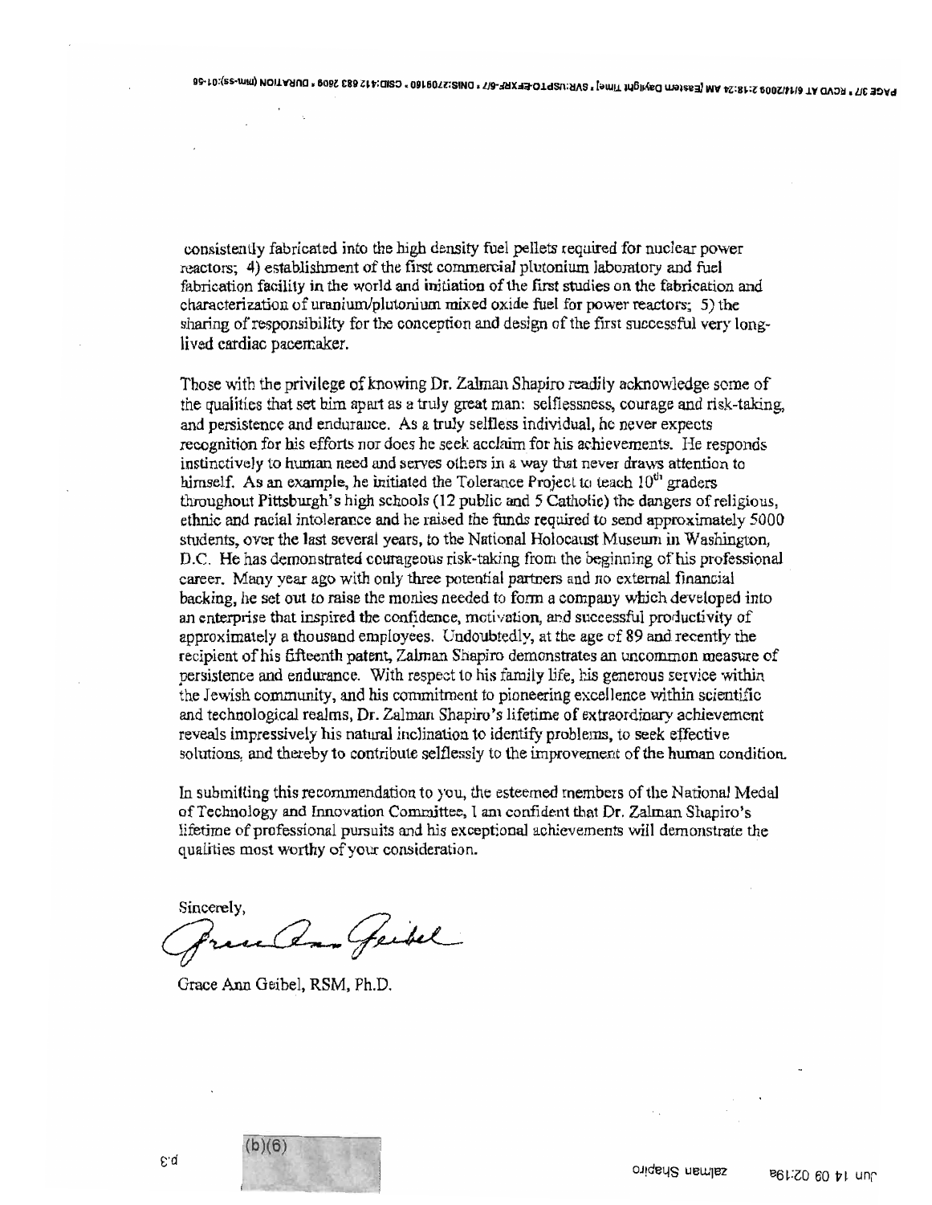consistently fabricated into the high density fuel pellets required for nuclear power reactors; 4) establishment of the first commercial plutonium laboratory and fuel fabrication facility in the world and initiation of the first studies on the fabrication and characterization of uranium/plutonium mixed oxide fuel for power reactors; 5) the sharing of responsibility for the conception and design of the first successful very long-lived cardiac pacemaker.

Those with the privilege of knowing Dr. Zalman Shapiro readily acknowledge some of the qualities that set him apart as a truly great man: selflessness, courage and risk-taking, and persistence and endurance. As a truly selfless individual, he never expects recognition for his efforts nor does he seek acclaim for his achievements. He responds instinctively to human need and serves others in a way that never draws attention to himself. As an example, he initiated the Tolerance Project to teach 10th graders throughout Pittsburgh's high schools (12 public and 5 Catholic) the dangers of religious, ethnic and racial intolerance and he raised the funds required to send approximately 5000 students, over the last several years, to the National Holocaust Museum in Washington, D.C. He has demonstrated courageous risk-taking from the beginning of his professional career. Many year ago with only three potential partners and no external financial backing, he set out to raise the monies needed to form a company which developed into an enterprise that inspired the confidence, motivation, and successful productivity of approximately a thousand employees. Undoubtedly, at the age of 89 and recently the recipient of his fifteenth patent, Zalman Shapiro demonstrates an uncommon measure of persistence and endurance. With respect to his family life, his generous service within the Jewish community, and his commitment to pioneering excellence within scientific and technological realms, Dr. Zalman Shapiro's lifetime of extraordinary achievement reveals impressively his natural inclination to identify problems, to seek effective solutions, and thereby to contribute selflessly to the improvement of the human condition.

In submitting this recommendation to you, the esteemed members of the National Medal of Technology and Innovation Committee, I am confident that Dr. Zalman Shapiro's lifetime of professional pursuits and his exceptional achievements will demonstrate the qualities most worthy of your consideration.

Sincerely,

Grace Ann Geibel

Grace Ann Geibel, RSM, Ph.D.

(b)(6)